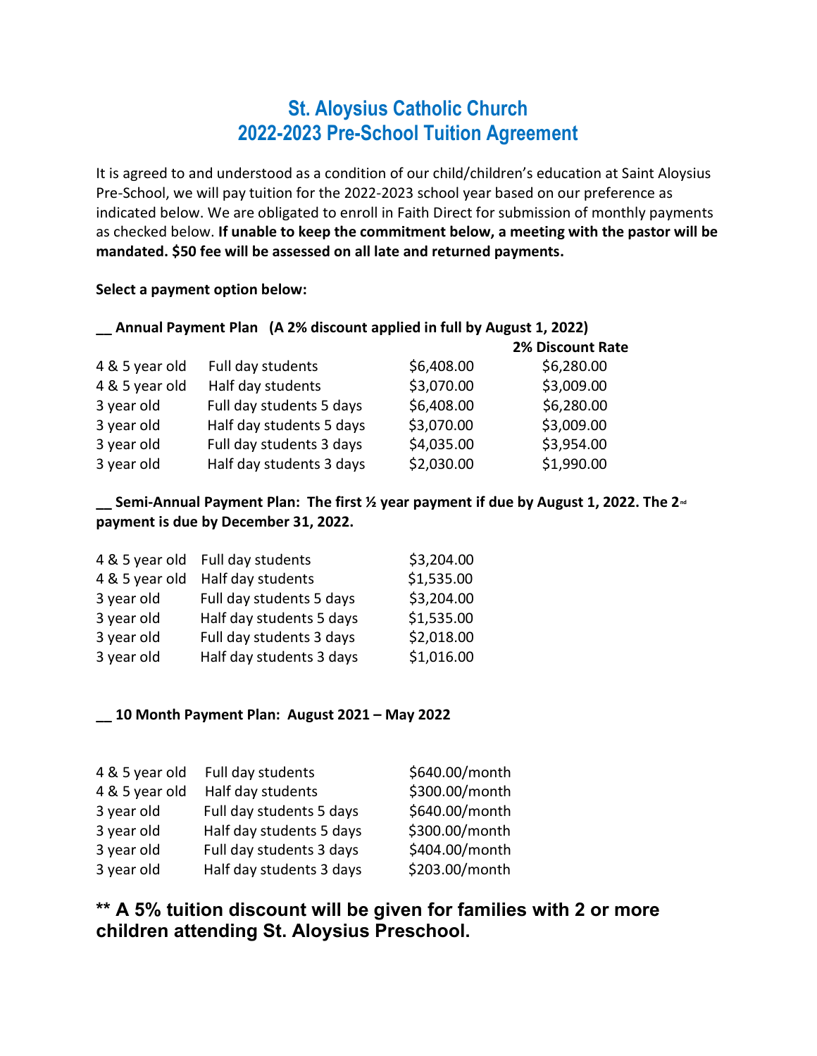# St. Aloysius Catholic Church
# 2022-2023 Pre-School Tuition Agreement

It is agreed to and understood as a condition of our child/children's education at Saint Aloysius Pre-School, we will pay tuition for the 2022-2023 school year based on our preference as indicated below. We are obligated to enroll in Faith Direct for submission of monthly payments as checked below. **If unable to keep the commitment below, a meeting with the pastor will be mandated. $50 fee will be assessed on all late and returned payments.**

**Select a payment option below:**

**__ Annual Payment Plan (A 2% discount applied in full by August 1, 2022)**

| | | | 2% Discount Rate |
|---|---|---|---|
| 4 & 5 year old | Full day students | $6,408.00 | $6,280.00 |
| 4 & 5 year old | Half day students | $3,070.00 | $3,009.00 |
| 3 year old | Full day students 5 days | $6,408.00 | $6,280.00 |
| 3 year old | Half day students 5 days | $3,070.00 | $3,009.00 |
| 3 year old | Full day students 3 days | $4,035.00 | $3,954.00 |
| 3 year old | Half day students 3 days | $2,030.00 | $1,990.00 |

**__ Semi-Annual Payment Plan: The first ½ year payment if due by August 1, 2022. The 2nd payment is due by December 31, 2022.**

| | | |
|---|---|---|
| 4 & 5 year old | Full day students | $3,204.00 |
| 4 & 5 year old | Half day students | $1,535.00 |
| 3 year old | Full day students 5 days | $3,204.00 |
| 3 year old | Half day students 5 days | $1,535.00 |
| 3 year old | Full day students 3 days | $2,018.00 |
| 3 year old | Half day students 3 days | $1,016.00 |

**__ 10 Month Payment Plan: August 2021 – May 2022**

| | | |
|---|---|---|
| 4 & 5 year old | Full day students | $640.00/month |
| 4 & 5 year old | Half day students | $300.00/month |
| 3 year old | Full day students 5 days | $640.00/month |
| 3 year old | Half day students 5 days | $300.00/month |
| 3 year old | Full day students 3 days | $404.00/month |
| 3 year old | Half day students 3 days | $203.00/month |

**** A 5% tuition discount will be given for families with 2 or more children attending St. Aloysius Preschool.**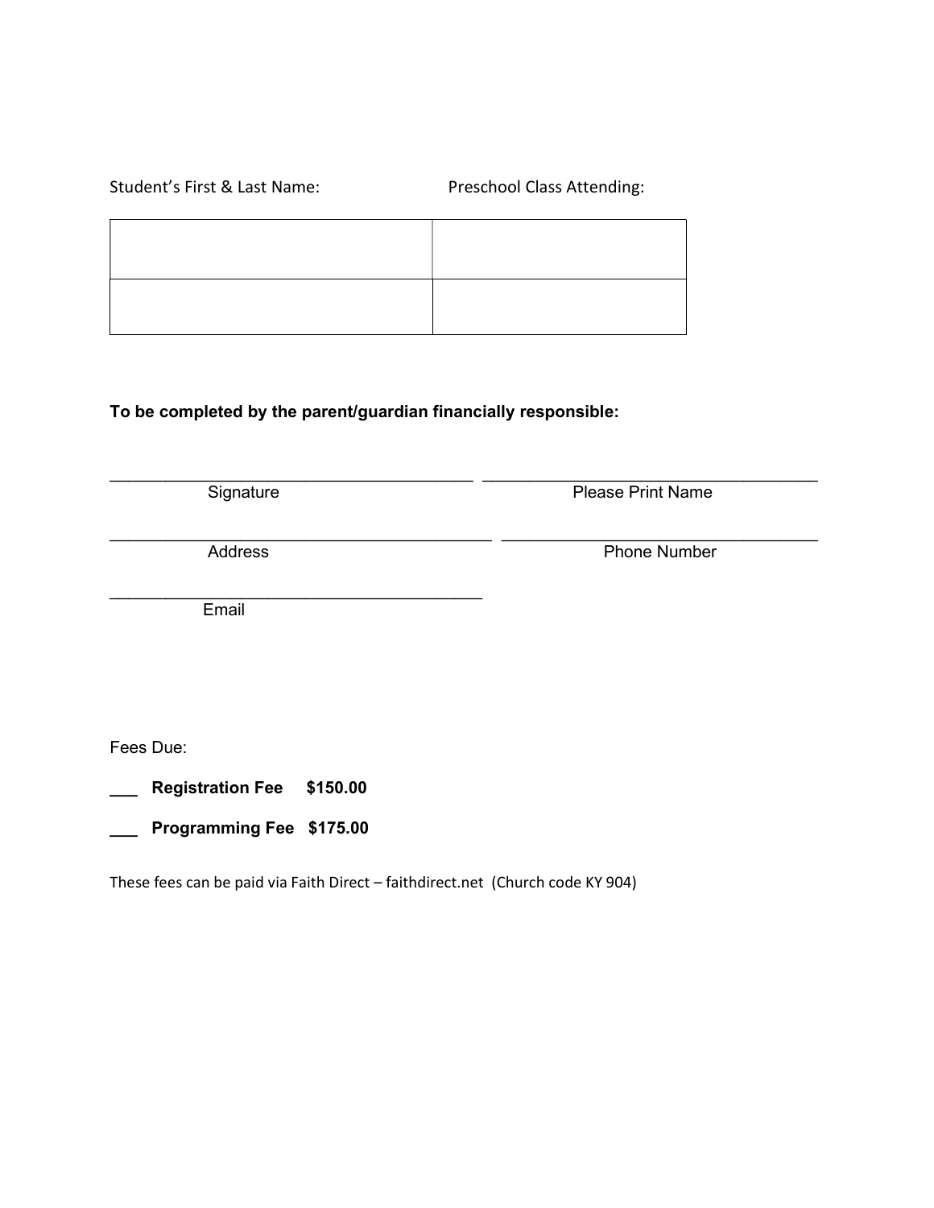Student's First & Last Name: Preschool Class Attending:

| | |
|---|---|
| | |
| | |

**To be completed by the parent/guardian financially responsible:**

\_\_\_\_\_\_\_\_\_\_\_\_\_\_\_\_\_\_\_\_\_\_\_\_\_\_\_\_\_\_\_\_\_\_\_\_\_\_\_\_ \_\_\_\_\_\_\_\_\_\_\_\_\_\_\_\_\_\_\_\_\_\_\_\_\_\_\_\_\_\_\_\_\_\_\_\_\_\_\_\_
Signature Please Print Name

\_\_\_\_\_\_\_\_\_\_\_\_\_\_\_\_\_\_\_\_\_\_\_\_\_\_\_\_\_\_\_\_\_\_\_\_\_\_\_\_ \_\_\_\_\_\_\_\_\_\_\_\_\_\_\_\_\_\_\_\_\_\_\_\_\_\_\_\_\_\_\_\_\_\_\_\_\_\_\_\_
Address Phone Number

\_\_\_\_\_\_\_\_\_\_\_\_\_\_\_\_\_\_\_\_\_\_\_\_\_\_\_\_\_\_\_\_\_\_\_\_\_\_\_\_
Email

Fees Due:

\_\_\_ **Registration Fee $150.00**

\_\_\_ **Programming Fee $175.00**

These fees can be paid via Faith Direct – faithdirect.net (Church code KY 904)